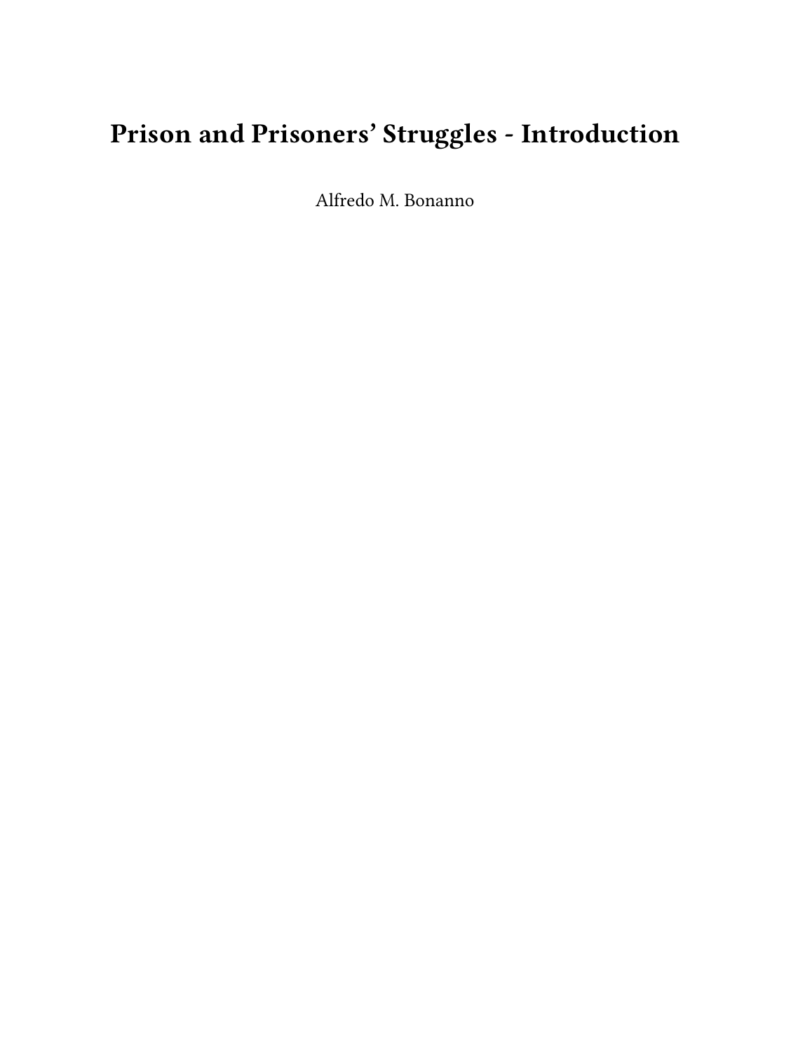# Prison and Prisoners' Struggles - Introduction

Alfredo M. Bonanno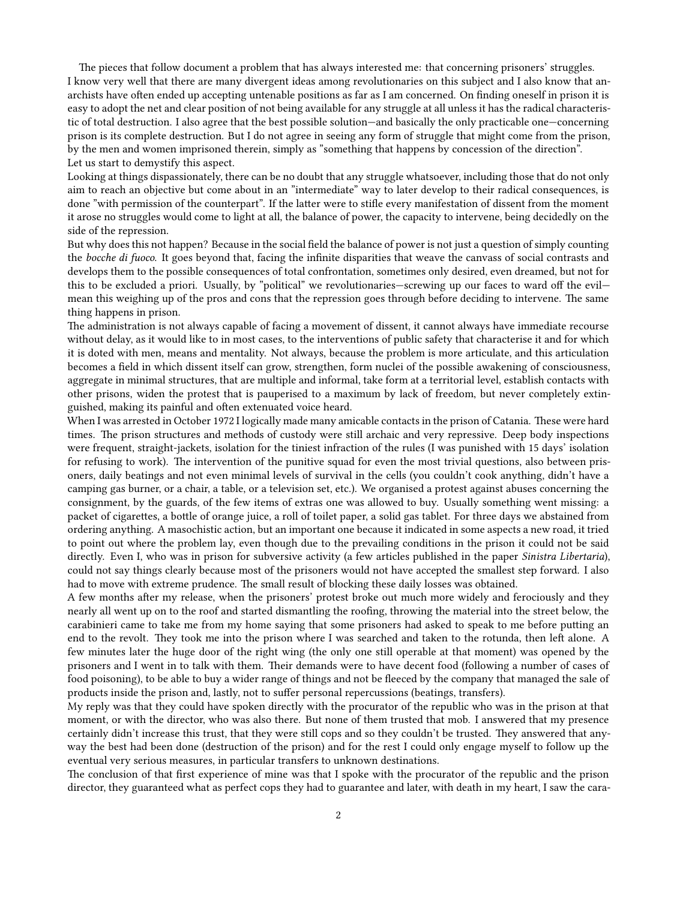The pieces that follow document a problem that has always interested me: that concerning prisoners' struggles. I know very well that there are many divergent ideas among revolutionaries on this subject and I also know that anarchists have often ended up accepting untenable positions as far as I am concerned. On finding oneself in prison it is easy to adopt the net and clear position of not being available for any struggle at all unless it has the radical characteristic of total destruction. I also agree that the best possible solution—and basically the only practicable one—concerning prison is its complete destruction. But I do not agree in seeing any form of struggle that might come from the prison, by the men and women imprisoned therein, simply as "something that happens by concession of the direction".

Let us start to demystify this aspect.

Looking at things dispassionately, there can be no doubt that any struggle whatsoever, including those that do not only aim to reach an objective but come about in an "intermediate" way to later develop to their radical consequences, is done "with permission of the counterpart". If the latter were to stifle every manifestation of dissent from the moment it arose no struggles would come to light at all, the balance of power, the capacity to intervene, being decidedly on the side of the repression.

But why does this not happen? Because in the social field the balance of power is not just a question of simply counting the *bocche di fuoco*. It goes beyond that, facing the infinite disparities that weave the canvass of social contrasts and develops them to the possible consequences of total confrontation, sometimes only desired, even dreamed, but not for this to be excluded a priori. Usually, by "political" we revolutionaries—screwing up our faces to ward off the evil—mean this weighing up of the pros and cons that the repression goes through before deciding to intervene. The same thing happens in prison.

The administration is not always capable of facing a movement of dissent, it cannot always have immediate recourse without delay, as it would like to in most cases, to the interventions of public safety that characterise it and for which it is doted with men, means and mentality. Not always, because the problem is more articulate, and this articulation becomes a field in which dissent itself can grow, strengthen, form nuclei of the possible awakening of consciousness, aggregate in minimal structures, that are multiple and informal, take form at a territorial level, establish contacts with other prisons, widen the protest that is pauperised to a maximum by lack of freedom, but never completely extinguished, making its painful and often extenuated voice heard.

When I was arrested in October 1972 I logically made many amicable contacts in the prison of Catania. These were hard times. The prison structures and methods of custody were still archaic and very repressive. Deep body inspections were frequent, straight-jackets, isolation for the tiniest infraction of the rules (I was punished with 15 days' isolation for refusing to work). The intervention of the punitive squad for even the most trivial questions, also between prisoners, daily beatings and not even minimal levels of survival in the cells (you couldn't cook anything, didn't have a camping gas burner, or a chair, a table, or a television set, etc.). We organised a protest against abuses concerning the consignment, by the guards, of the few items of extras one was allowed to buy. Usually something went missing: a packet of cigarettes, a bottle of orange juice, a roll of toilet paper, a solid gas tablet. For three days we abstained from ordering anything. A masochistic action, but an important one because it indicated in some aspects a new road, it tried to point out where the problem lay, even though due to the prevailing conditions in the prison it could not be said directly. Even I, who was in prison for subversive activity (a few articles published in the paper *Sinistra Libertaria*), could not say things clearly because most of the prisoners would not have accepted the smallest step forward. I also had to move with extreme prudence. The small result of blocking these daily losses was obtained.

A few months after my release, when the prisoners' protest broke out much more widely and ferociously and they nearly all went up on to the roof and started dismantling the roofing, throwing the material into the street below, the carabinieri came to take me from my home saying that some prisoners had asked to speak to me before putting an end to the revolt. They took me into the prison where I was searched and taken to the rotunda, then left alone. A few minutes later the huge door of the right wing (the only one still operable at that moment) was opened by the prisoners and I went in to talk with them. Their demands were to have decent food (following a number of cases of food poisoning), to be able to buy a wider range of things and not be fleeced by the company that managed the sale of products inside the prison and, lastly, not to suffer personal repercussions (beatings, transfers).

My reply was that they could have spoken directly with the procurator of the republic who was in the prison at that moment, or with the director, who was also there. But none of them trusted that mob. I answered that my presence certainly didn't increase this trust, that they were still cops and so they couldn't be trusted. They answered that anyway the best had been done (destruction of the prison) and for the rest I could only engage myself to follow up the eventual very serious measures, in particular transfers to unknown destinations.

The conclusion of that first experience of mine was that I spoke with the procurator of the republic and the prison director, they guaranteed what as perfect cops they had to guarantee and later, with death in my heart, I saw the cara-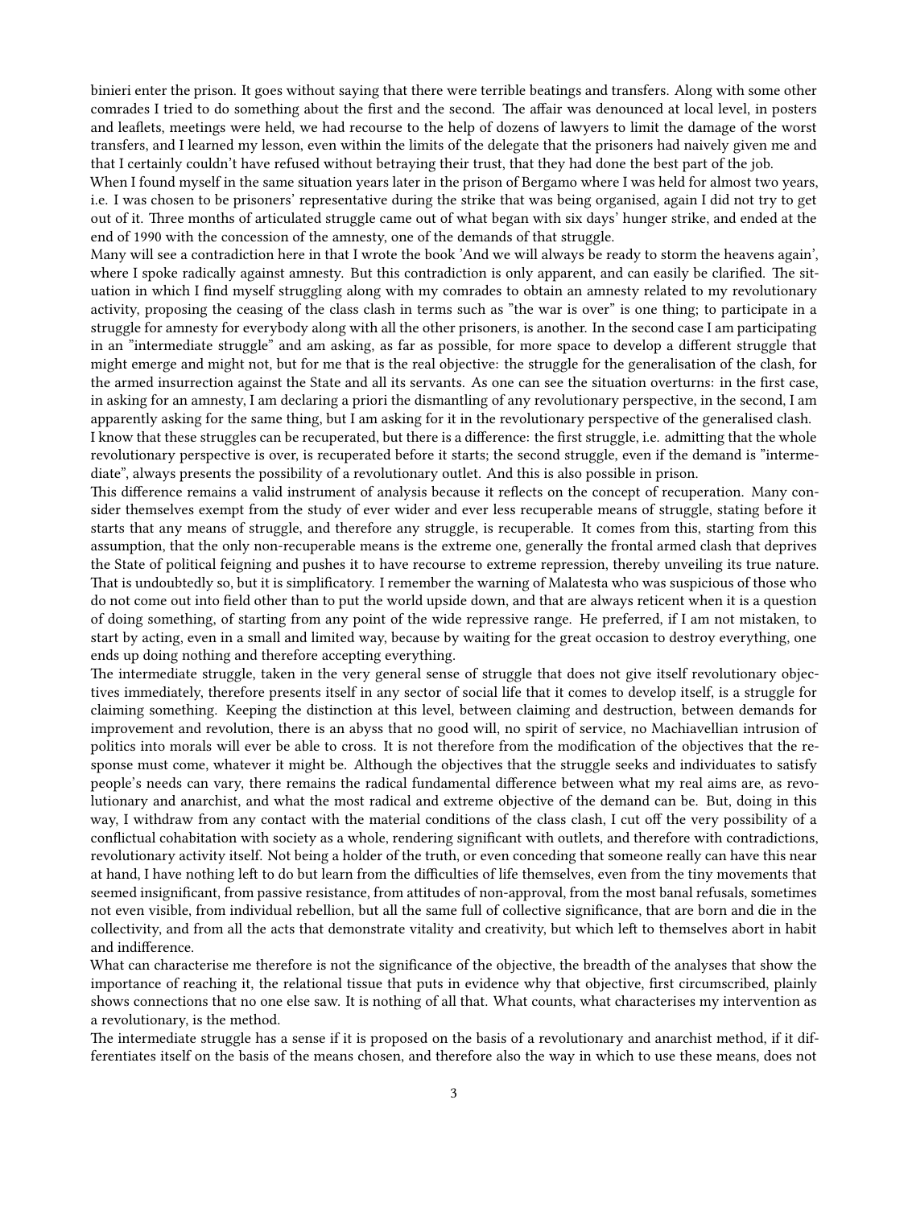binieri enter the prison. It goes without saying that there were terrible beatings and transfers. Along with some other comrades I tried to do something about the first and the second. The affair was denounced at local level, in posters and leaflets, meetings were held, we had recourse to the help of dozens of lawyers to limit the damage of the worst transfers, and I learned my lesson, even within the limits of the delegate that the prisoners had naively given me and that I certainly couldn't have refused without betraying their trust, that they had done the best part of the job.

When I found myself in the same situation years later in the prison of Bergamo where I was held for almost two years, i.e. I was chosen to be prisoners' representative during the strike that was being organised, again I did not try to get out of it. Three months of articulated struggle came out of what began with six days' hunger strike, and ended at the end of 1990 with the concession of the amnesty, one of the demands of that struggle.

Many will see a contradiction here in that I wrote the book 'And we will always be ready to storm the heavens again', where I spoke radically against amnesty. But this contradiction is only apparent, and can easily be clarified. The situation in which I find myself struggling along with my comrades to obtain an amnesty related to my revolutionary activity, proposing the ceasing of the class clash in terms such as "the war is over" is one thing; to participate in a struggle for amnesty for everybody along with all the other prisoners, is another. In the second case I am participating in an "intermediate struggle" and am asking, as far as possible, for more space to develop a different struggle that might emerge and might not, but for me that is the real objective: the struggle for the generalisation of the clash, for the armed insurrection against the State and all its servants. As one can see the situation overturns: in the first case, in asking for an amnesty, I am declaring a priori the dismantling of any revolutionary perspective, in the second, I am apparently asking for the same thing, but I am asking for it in the revolutionary perspective of the generalised clash.

I know that these struggles can be recuperated, but there is a difference: the first struggle, i.e. admitting that the whole revolutionary perspective is over, is recuperated before it starts; the second struggle, even if the demand is "intermediate", always presents the possibility of a revolutionary outlet. And this is also possible in prison.

This difference remains a valid instrument of analysis because it reflects on the concept of recuperation. Many consider themselves exempt from the study of ever wider and ever less recuperable means of struggle, stating before it starts that any means of struggle, and therefore any struggle, is recuperable. It comes from this, starting from this assumption, that the only non-recuperable means is the extreme one, generally the frontal armed clash that deprives the State of political feigning and pushes it to have recourse to extreme repression, thereby unveiling its true nature. That is undoubtedly so, but it is simplificatory. I remember the warning of Malatesta who was suspicious of those who do not come out into field other than to put the world upside down, and that are always reticent when it is a question of doing something, of starting from any point of the wide repressive range. He preferred, if I am not mistaken, to start by acting, even in a small and limited way, because by waiting for the great occasion to destroy everything, one ends up doing nothing and therefore accepting everything.

The intermediate struggle, taken in the very general sense of struggle that does not give itself revolutionary objectives immediately, therefore presents itself in any sector of social life that it comes to develop itself, is a struggle for claiming something. Keeping the distinction at this level, between claiming and destruction, between demands for improvement and revolution, there is an abyss that no good will, no spirit of service, no Machiavellian intrusion of politics into morals will ever be able to cross. It is not therefore from the modification of the objectives that the response must come, whatever it might be. Although the objectives that the struggle seeks and individuates to satisfy people's needs can vary, there remains the radical fundamental difference between what my real aims are, as revolutionary and anarchist, and what the most radical and extreme objective of the demand can be. But, doing in this way, I withdraw from any contact with the material conditions of the class clash, I cut off the very possibility of a conflictual cohabitation with society as a whole, rendering significant with outlets, and therefore with contradictions, revolutionary activity itself. Not being a holder of the truth, or even conceding that someone really can have this near at hand, I have nothing left to do but learn from the difficulties of life themselves, even from the tiny movements that seemed insignificant, from passive resistance, from attitudes of non-approval, from the most banal refusals, sometimes not even visible, from individual rebellion, but all the same full of collective significance, that are born and die in the collectivity, and from all the acts that demonstrate vitality and creativity, but which left to themselves abort in habit and indifference.

What can characterise me therefore is not the significance of the objective, the breadth of the analyses that show the importance of reaching it, the relational tissue that puts in evidence why that objective, first circumscribed, plainly shows connections that no one else saw. It is nothing of all that. What counts, what characterises my intervention as a revolutionary, is the method.

The intermediate struggle has a sense if it is proposed on the basis of a revolutionary and anarchist method, if it differentiates itself on the basis of the means chosen, and therefore also the way in which to use these means, does not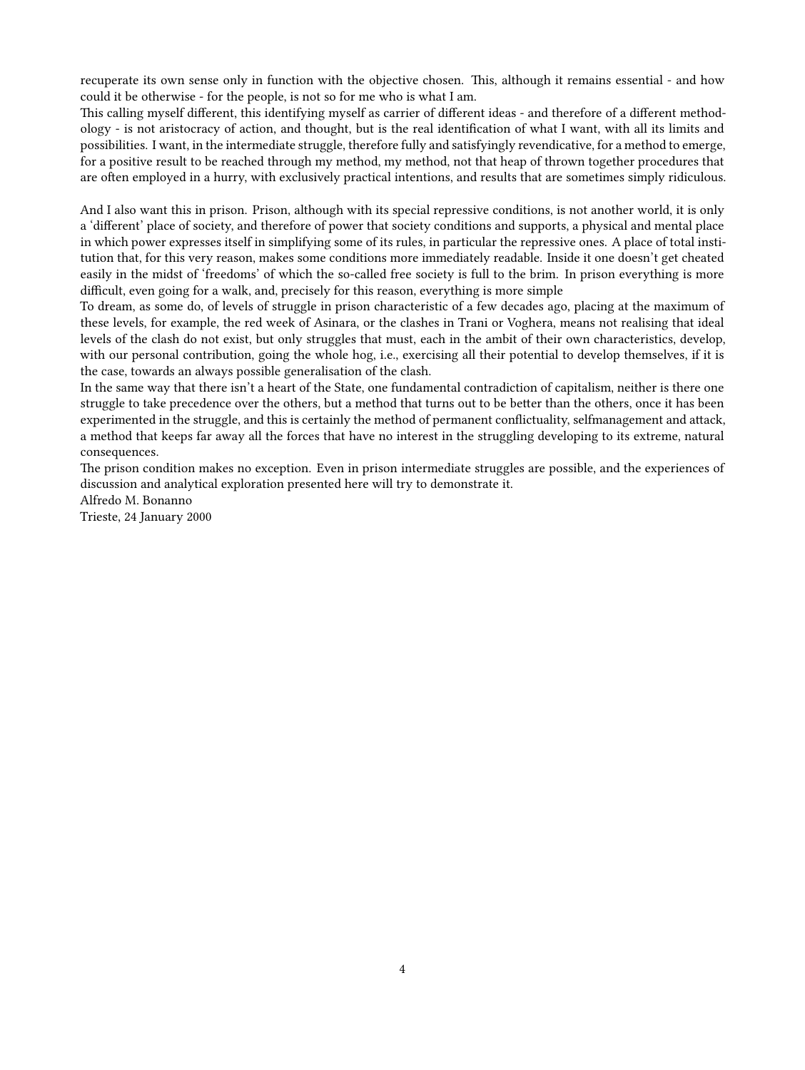recuperate its own sense only in function with the objective chosen. This, although it remains essential - and how could it be otherwise - for the people, is not so for me who is what I am.

This calling myself different, this identifying myself as carrier of different ideas - and therefore of a different methodology - is not aristocracy of action, and thought, but is the real identification of what I want, with all its limits and possibilities. I want, in the intermediate struggle, therefore fully and satisfyingly revendicative, for a method to emerge, for a positive result to be reached through my method, my method, not that heap of thrown together procedures that are often employed in a hurry, with exclusively practical intentions, and results that are sometimes simply ridiculous.

And I also want this in prison. Prison, although with its special repressive conditions, is not another world, it is only a 'different' place of society, and therefore of power that society conditions and supports, a physical and mental place in which power expresses itself in simplifying some of its rules, in particular the repressive ones. A place of total institution that, for this very reason, makes some conditions more immediately readable. Inside it one doesn't get cheated easily in the midst of 'freedoms' of which the so-called free society is full to the brim. In prison everything is more difficult, even going for a walk, and, precisely for this reason, everything is more simple

To dream, as some do, of levels of struggle in prison characteristic of a few decades ago, placing at the maximum of these levels, for example, the red week of Asinara, or the clashes in Trani or Voghera, means not realising that ideal levels of the clash do not exist, but only struggles that must, each in the ambit of their own characteristics, develop, with our personal contribution, going the whole hog, i.e., exercising all their potential to develop themselves, if it is the case, towards an always possible generalisation of the clash.

In the same way that there isn't a heart of the State, one fundamental contradiction of capitalism, neither is there one struggle to take precedence over the others, but a method that turns out to be better than the others, once it has been experimented in the struggle, and this is certainly the method of permanent conflictuality, selfmanagement and attack, a method that keeps far away all the forces that have no interest in the struggling developing to its extreme, natural consequences.

The prison condition makes no exception. Even in prison intermediate struggles are possible, and the experiences of discussion and analytical exploration presented here will try to demonstrate it.

Alfredo M. Bonanno

Trieste, 24 January 2000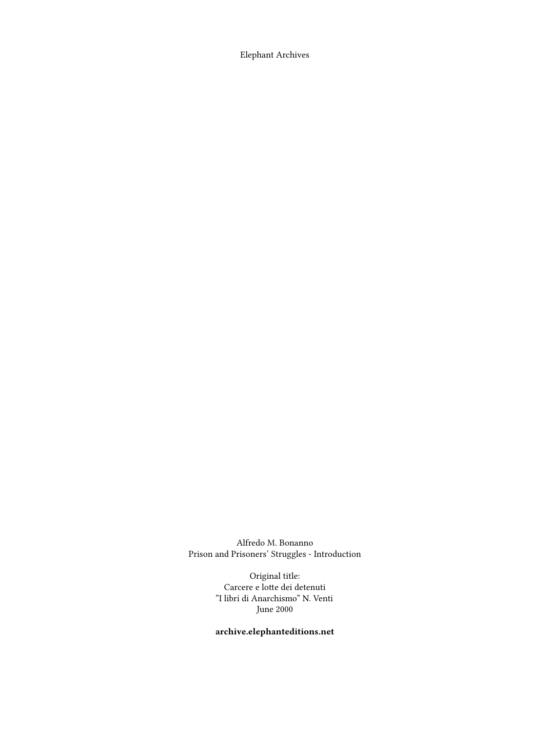Elephant Archives

Alfredo M. Bonanno
Prison and Prisoners' Struggles - Introduction

Original title:
Carcere e lotte dei detenuti
"I libri di Anarchismo" N. Venti
June 2000

**archive.elephanteditions.net**